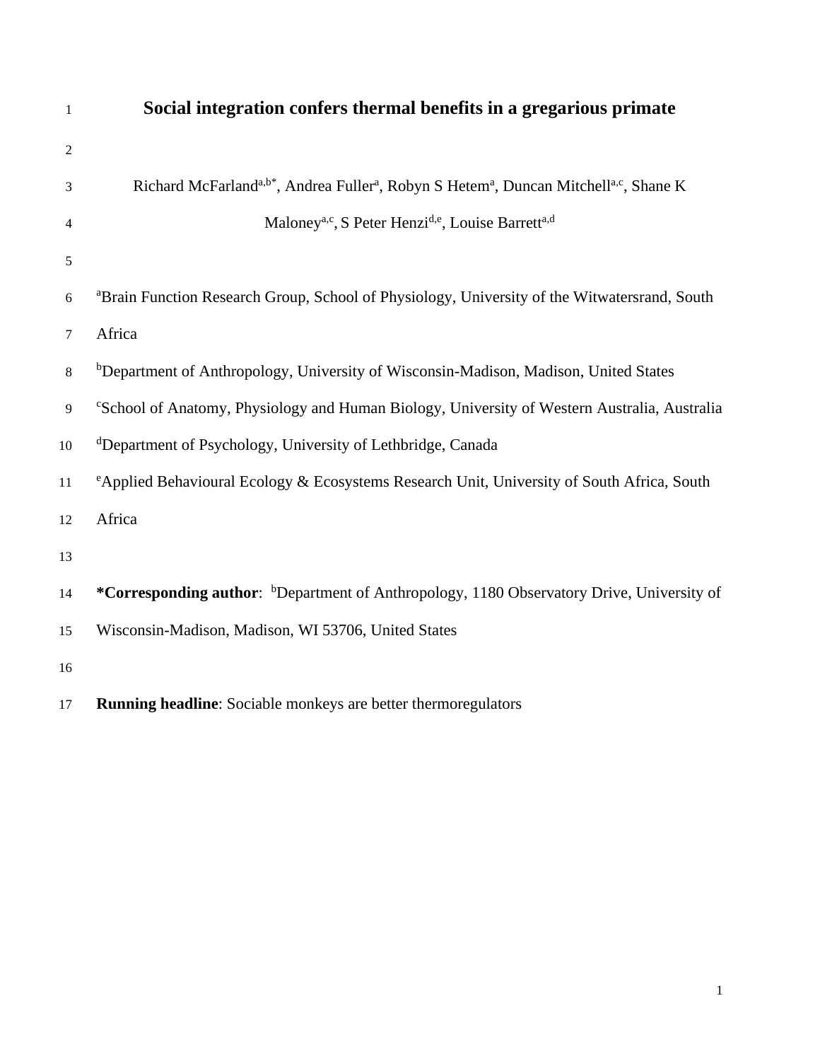# Social integration confers thermal benefits in a gregarious primate

Richard McFarland[a,b*], Andrea Fuller[a], Robyn S Hetem[a], Duncan Mitchell[a,c], Shane K Maloney[a,c], S Peter Henzi[d,e], Louise Barrett[a,d]

[a]Brain Function Research Group, School of Physiology, University of the Witwatersrand, South Africa

[b]Department of Anthropology, University of Wisconsin-Madison, Madison, United States

[c]School of Anatomy, Physiology and Human Biology, University of Western Australia, Australia

[d]Department of Psychology, University of Lethbridge, Canada

[e]Applied Behavioural Ecology & Ecosystems Research Unit, University of South Africa, South Africa

**\*Corresponding author**: [b]Department of Anthropology, 1180 Observatory Drive, University of Wisconsin-Madison, Madison, WI 53706, United States

**Running headline**: Sociable monkeys are better thermoregulators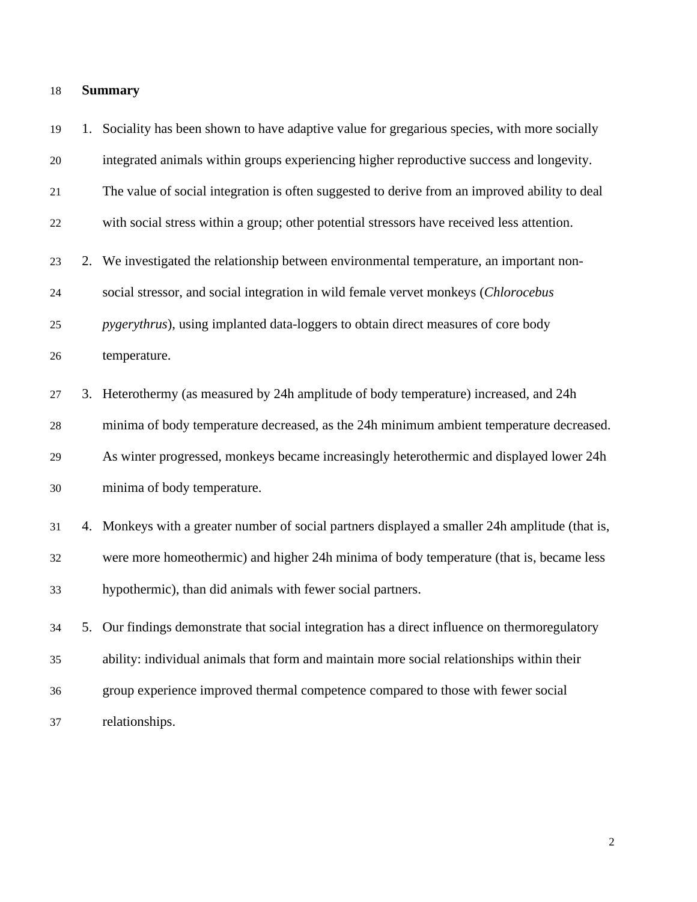## Summary

1. Sociality has been shown to have adaptive value for gregarious species, with more socially integrated animals within groups experiencing higher reproductive success and longevity. The value of social integration is often suggested to derive from an improved ability to deal with social stress within a group; other potential stressors have received less attention.
2. We investigated the relationship between environmental temperature, an important non-social stressor, and social integration in wild female vervet monkeys (*Chlorocebus pygerythrus*), using implanted data-loggers to obtain direct measures of core body temperature.
3. Heterothermy (as measured by 24h amplitude of body temperature) increased, and 24h minima of body temperature decreased, as the 24h minimum ambient temperature decreased. As winter progressed, monkeys became increasingly heterothermic and displayed lower 24h minima of body temperature.
4. Monkeys with a greater number of social partners displayed a smaller 24h amplitude (that is, were more homeothermic) and higher 24h minima of body temperature (that is, became less hypothermic), than did animals with fewer social partners.
5. Our findings demonstrate that social integration has a direct influence on thermoregulatory ability: individual animals that form and maintain more social relationships within their group experience improved thermal competence compared to those with fewer social relationships.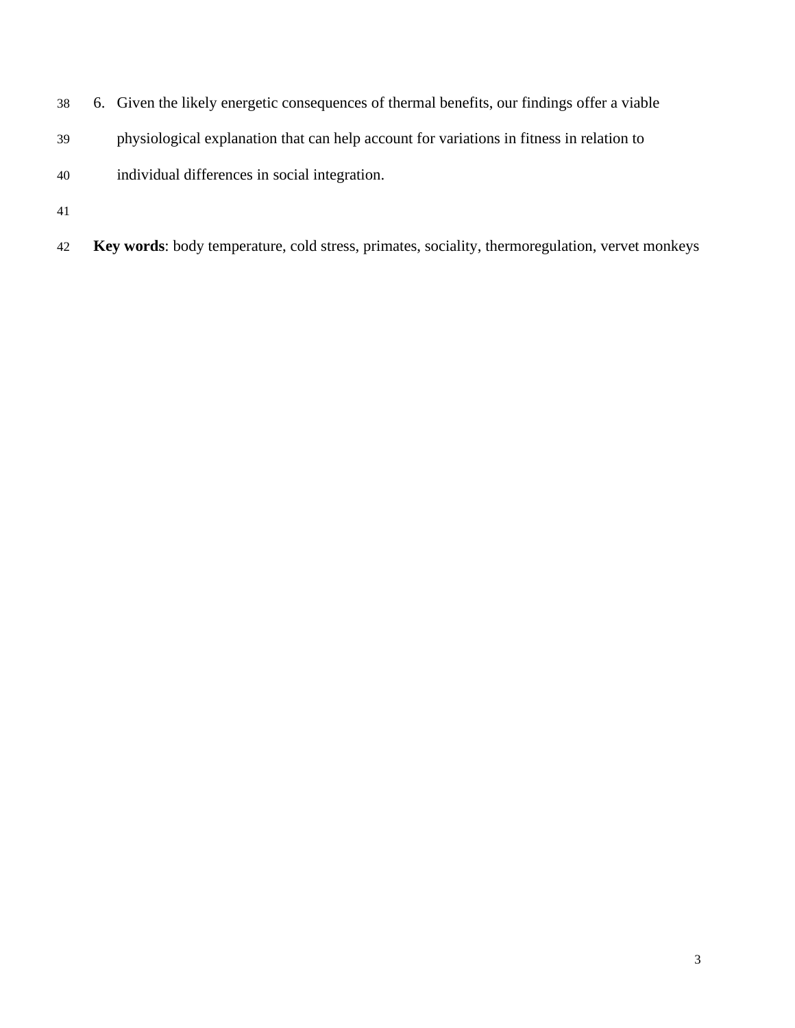6. Given the likely energetic consequences of thermal benefits, our findings offer a viable physiological explanation that can help account for variations in fitness in relation to individual differences in social integration.

**Key words**: body temperature, cold stress, primates, sociality, thermoregulation, vervet monkeys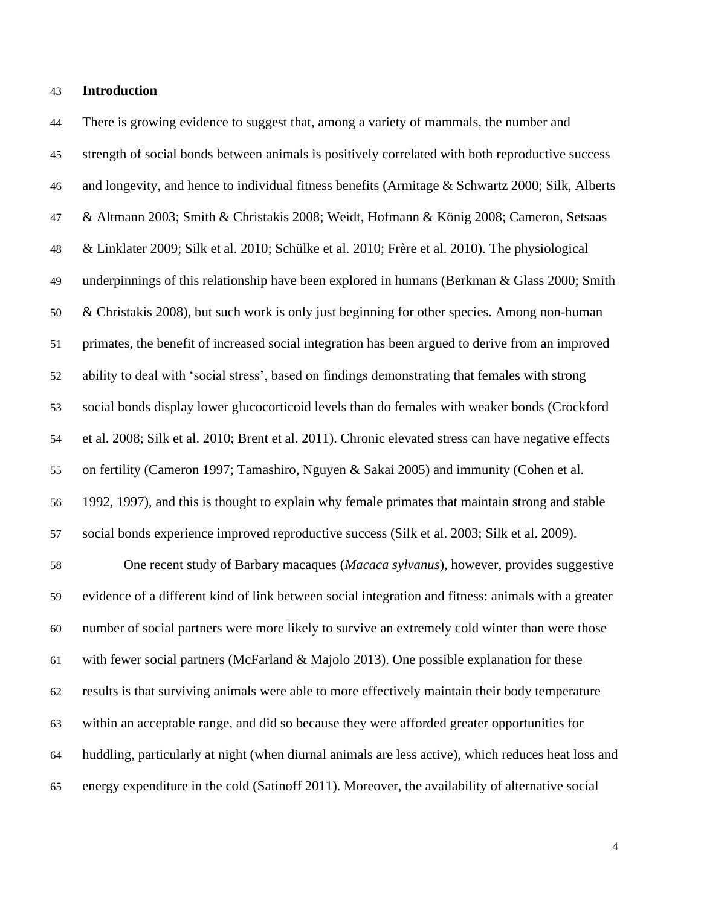## Introduction

There is growing evidence to suggest that, among a variety of mammals, the number and strength of social bonds between animals is positively correlated with both reproductive success and longevity, and hence to individual fitness benefits (Armitage & Schwartz 2000; Silk, Alberts & Altmann 2003; Smith & Christakis 2008; Weidt, Hofmann & König 2008; Cameron, Setsaas & Linklater 2009; Silk et al. 2010; Schülke et al. 2010; Frère et al. 2010). The physiological underpinnings of this relationship have been explored in humans (Berkman & Glass 2000; Smith & Christakis 2008), but such work is only just beginning for other species. Among non-human primates, the benefit of increased social integration has been argued to derive from an improved ability to deal with 'social stress', based on findings demonstrating that females with strong social bonds display lower glucocorticoid levels than do females with weaker bonds (Crockford et al. 2008; Silk et al. 2010; Brent et al. 2011). Chronic elevated stress can have negative effects on fertility (Cameron 1997; Tamashiro, Nguyen & Sakai 2005) and immunity (Cohen et al. 1992, 1997), and this is thought to explain why female primates that maintain strong and stable social bonds experience improved reproductive success (Silk et al. 2003; Silk et al. 2009).

One recent study of Barbary macaques (*Macaca sylvanus*), however, provides suggestive evidence of a different kind of link between social integration and fitness: animals with a greater number of social partners were more likely to survive an extremely cold winter than were those with fewer social partners (McFarland & Majolo 2013). One possible explanation for these results is that surviving animals were able to more effectively maintain their body temperature within an acceptable range, and did so because they were afforded greater opportunities for huddling, particularly at night (when diurnal animals are less active), which reduces heat loss and energy expenditure in the cold (Satinoff 2011). Moreover, the availability of alternative social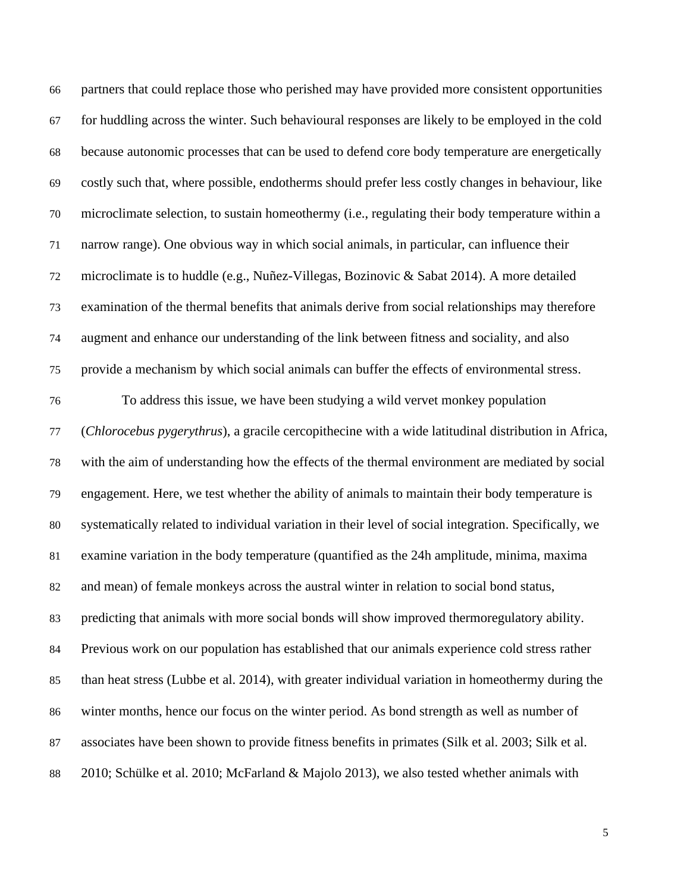partners that could replace those who perished may have provided more consistent opportunities for huddling across the winter. Such behavioural responses are likely to be employed in the cold because autonomic processes that can be used to defend core body temperature are energetically costly such that, where possible, endotherms should prefer less costly changes in behaviour, like microclimate selection, to sustain homeothermy (i.e., regulating their body temperature within a narrow range). One obvious way in which social animals, in particular, can influence their microclimate is to huddle (e.g., Nuñez-Villegas, Bozinovic & Sabat 2014). A more detailed examination of the thermal benefits that animals derive from social relationships may therefore augment and enhance our understanding of the link between fitness and sociality, and also provide a mechanism by which social animals can buffer the effects of environmental stress.

To address this issue, we have been studying a wild vervet monkey population (*Chlorocebus pygerythrus*), a gracile cercopithecine with a wide latitudinal distribution in Africa, with the aim of understanding how the effects of the thermal environment are mediated by social engagement. Here, we test whether the ability of animals to maintain their body temperature is systematically related to individual variation in their level of social integration. Specifically, we examine variation in the body temperature (quantified as the 24h amplitude, minima, maxima and mean) of female monkeys across the austral winter in relation to social bond status, predicting that animals with more social bonds will show improved thermoregulatory ability. Previous work on our population has established that our animals experience cold stress rather than heat stress (Lubbe et al. 2014), with greater individual variation in homeothermy during the winter months, hence our focus on the winter period. As bond strength as well as number of associates have been shown to provide fitness benefits in primates (Silk et al. 2003; Silk et al. 2010; Schülke et al. 2010; McFarland & Majolo 2013), we also tested whether animals with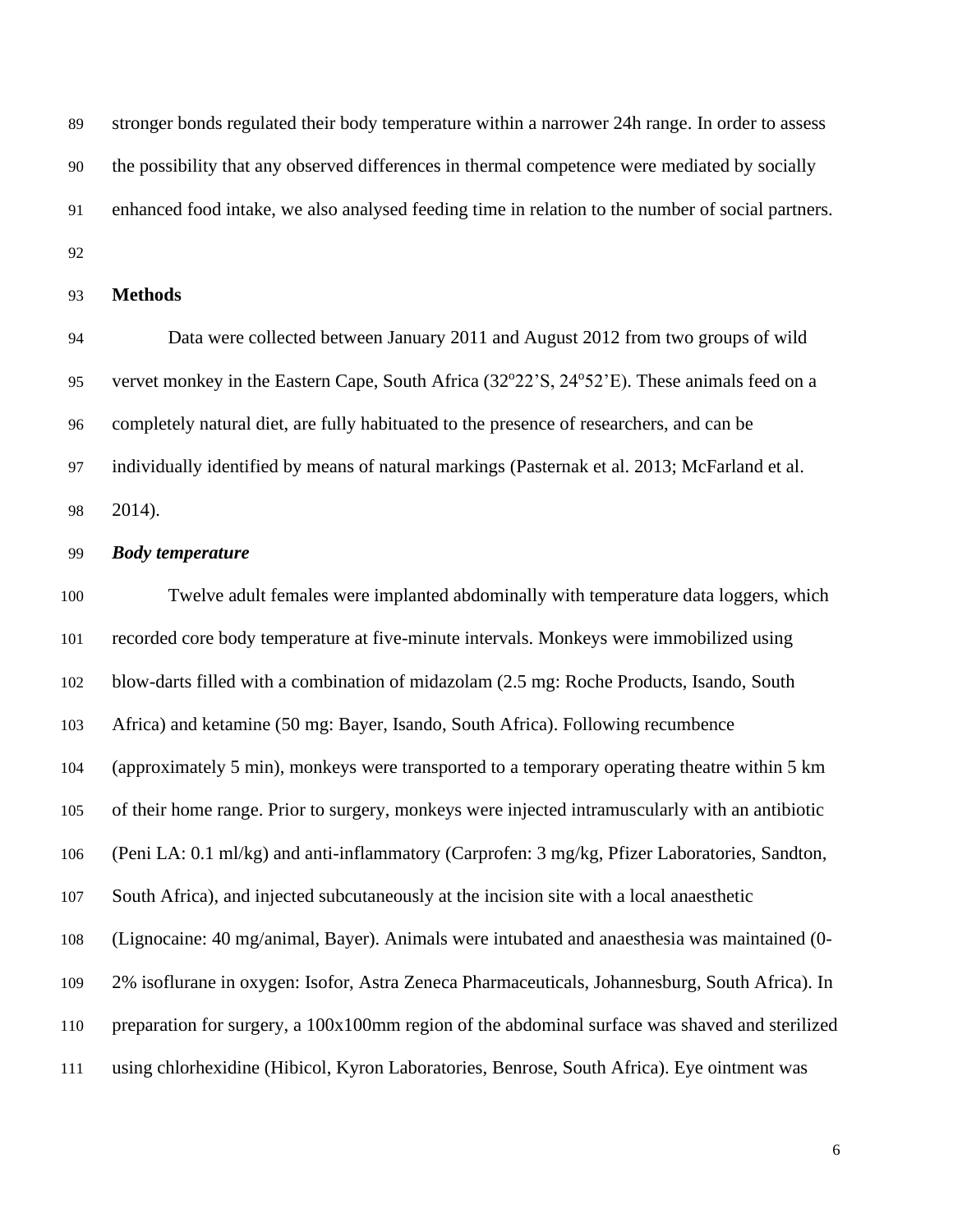stronger bonds regulated their body temperature within a narrower 24h range. In order to assess the possibility that any observed differences in thermal competence were mediated by socially enhanced food intake, we also analysed feeding time in relation to the number of social partners.

## Methods

Data were collected between January 2011 and August 2012 from two groups of wild vervet monkey in the Eastern Cape, South Africa (32°22'S, 24°52'E). These animals feed on a completely natural diet, are fully habituated to the presence of researchers, and can be individually identified by means of natural markings (Pasternak et al. 2013; McFarland et al. 2014).

### *Body temperature*

Twelve adult females were implanted abdominally with temperature data loggers, which recorded core body temperature at five-minute intervals. Monkeys were immobilized using blow-darts filled with a combination of midazolam (2.5 mg: Roche Products, Isando, South Africa) and ketamine (50 mg: Bayer, Isando, South Africa). Following recumbence (approximately 5 min), monkeys were transported to a temporary operating theatre within 5 km of their home range. Prior to surgery, monkeys were injected intramuscularly with an antibiotic (Peni LA: 0.1 ml/kg) and anti-inflammatory (Carprofen: 3 mg/kg, Pfizer Laboratories, Sandton, South Africa), and injected subcutaneously at the incision site with a local anaesthetic (Lignocaine: 40 mg/animal, Bayer). Animals were intubated and anaesthesia was maintained (0-2% isoflurane in oxygen: Isofor, Astra Zeneca Pharmaceuticals, Johannesburg, South Africa). In preparation for surgery, a 100x100mm region of the abdominal surface was shaved and sterilized using chlorhexidine (Hibicol, Kyron Laboratories, Benrose, South Africa). Eye ointment was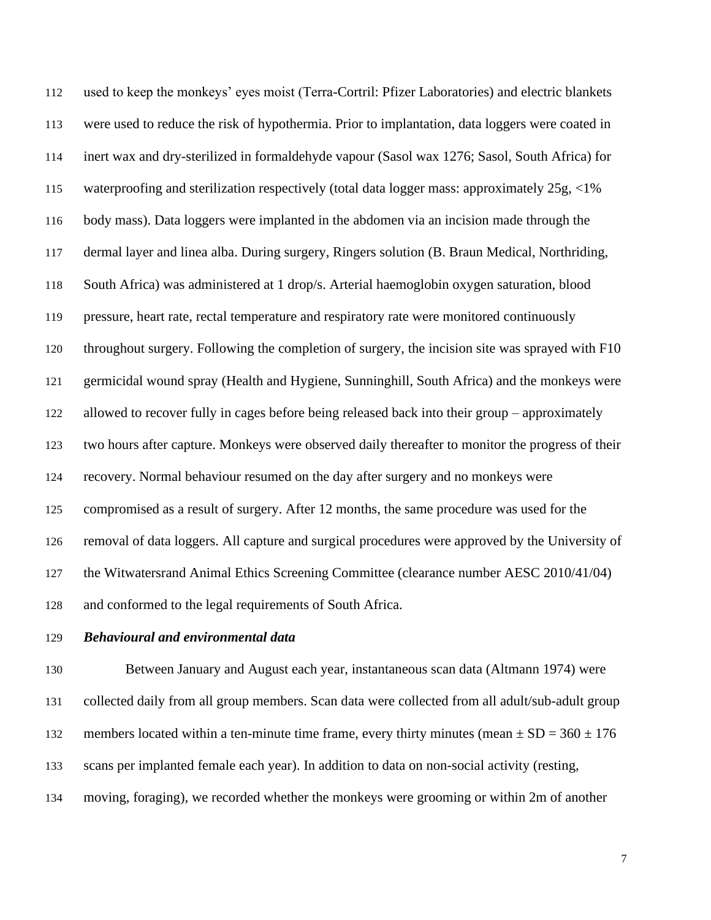used to keep the monkeys' eyes moist (Terra-Cortril: Pfizer Laboratories) and electric blankets were used to reduce the risk of hypothermia. Prior to implantation, data loggers were coated in inert wax and dry-sterilized in formaldehyde vapour (Sasol wax 1276; Sasol, South Africa) for waterproofing and sterilization respectively (total data logger mass: approximately 25g, <1% body mass). Data loggers were implanted in the abdomen via an incision made through the dermal layer and linea alba. During surgery, Ringers solution (B. Braun Medical, Northriding, South Africa) was administered at 1 drop/s. Arterial haemoglobin oxygen saturation, blood pressure, heart rate, rectal temperature and respiratory rate were monitored continuously throughout surgery. Following the completion of surgery, the incision site was sprayed with F10 germicidal wound spray (Health and Hygiene, Sunninghill, South Africa) and the monkeys were allowed to recover fully in cages before being released back into their group – approximately two hours after capture. Monkeys were observed daily thereafter to monitor the progress of their recovery. Normal behaviour resumed on the day after surgery and no monkeys were compromised as a result of surgery. After 12 months, the same procedure was used for the removal of data loggers. All capture and surgical procedures were approved by the University of the Witwatersrand Animal Ethics Screening Committee (clearance number AESC 2010/41/04) and conformed to the legal requirements of South Africa.

### *Behavioural and environmental data*

Between January and August each year, instantaneous scan data (Altmann 1974) were collected daily from all group members. Scan data were collected from all adult/sub-adult group members located within a ten-minute time frame, every thirty minutes (mean $\pm$ SD = 360 $\pm$ 176 scans per implanted female each year). In addition to data on non-social activity (resting, moving, foraging), we recorded whether the monkeys were grooming or within 2m of another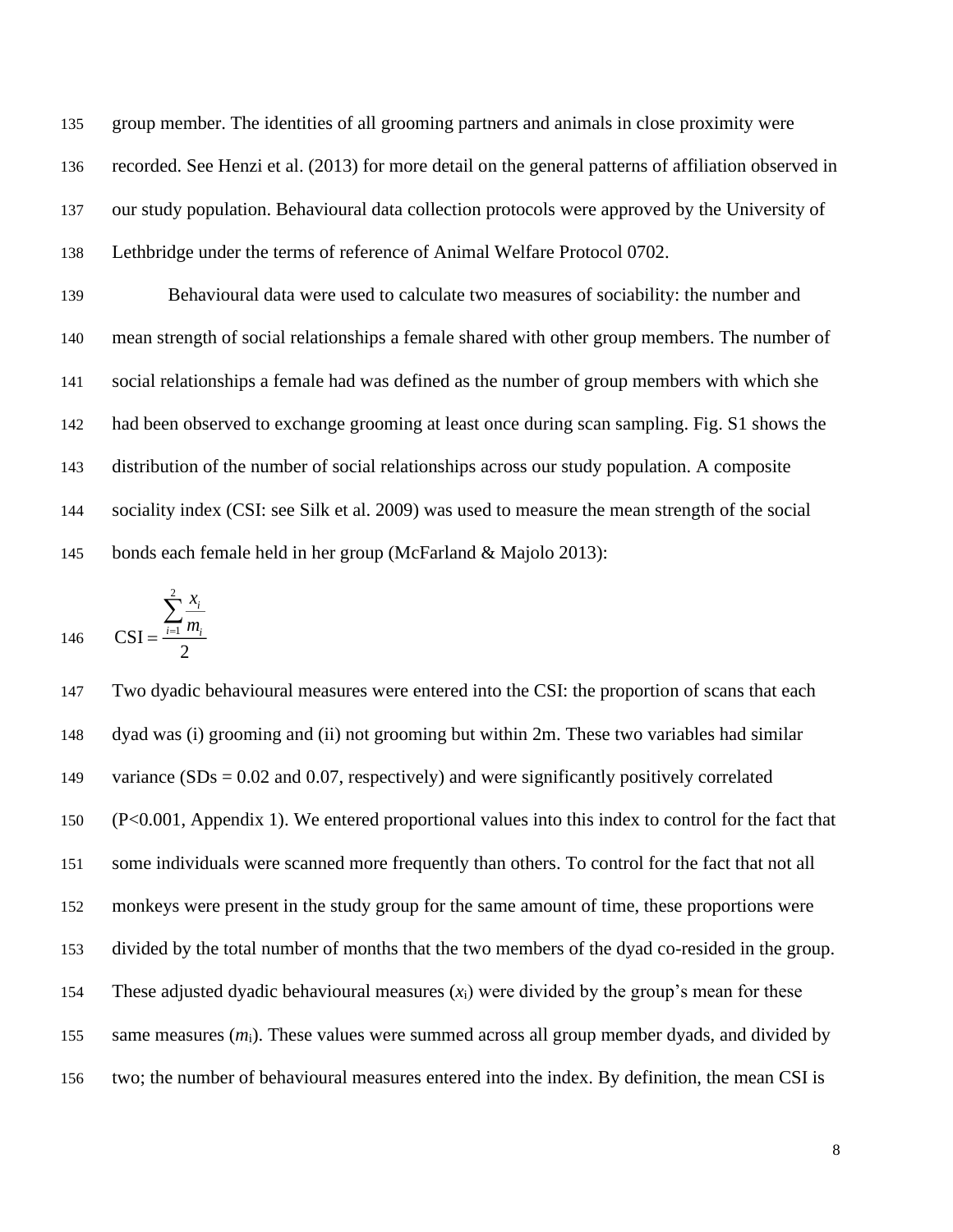group member. The identities of all grooming partners and animals in close proximity were recorded. See Henzi et al. (2013) for more detail on the general patterns of affiliation observed in our study population. Behavioural data collection protocols were approved by the University of Lethbridge under the terms of reference of Animal Welfare Protocol 0702.

Behavioural data were used to calculate two measures of sociability: the number and mean strength of social relationships a female shared with other group members. The number of social relationships a female had was defined as the number of group members with which she had been observed to exchange grooming at least once during scan sampling. Fig. S1 shows the distribution of the number of social relationships across our study population. A composite sociality index (CSI: see Silk et al. 2009) was used to measure the mean strength of the social bonds each female held in her group (McFarland & Majolo 2013):

$$\mathrm{CSI} = \frac{\sum_{i=1}^{2} \frac{x_i}{m_i}}{2}$$

Two dyadic behavioural measures were entered into the CSI: the proportion of scans that each dyad was (i) grooming and (ii) not grooming but within 2m. These two variables had similar variance (SDs = 0.02 and 0.07, respectively) and were significantly positively correlated ($P<0.001$, Appendix 1). We entered proportional values into this index to control for the fact that some individuals were scanned more frequently than others. To control for the fact that not all monkeys were present in the study group for the same amount of time, these proportions were divided by the total number of months that the two members of the dyad co-resided in the group. These adjusted dyadic behavioural measures ($x_i$) were divided by the group's mean for these same measures ($m_i$). These values were summed across all group member dyads, and divided by two; the number of behavioural measures entered into the index. By definition, the mean CSI is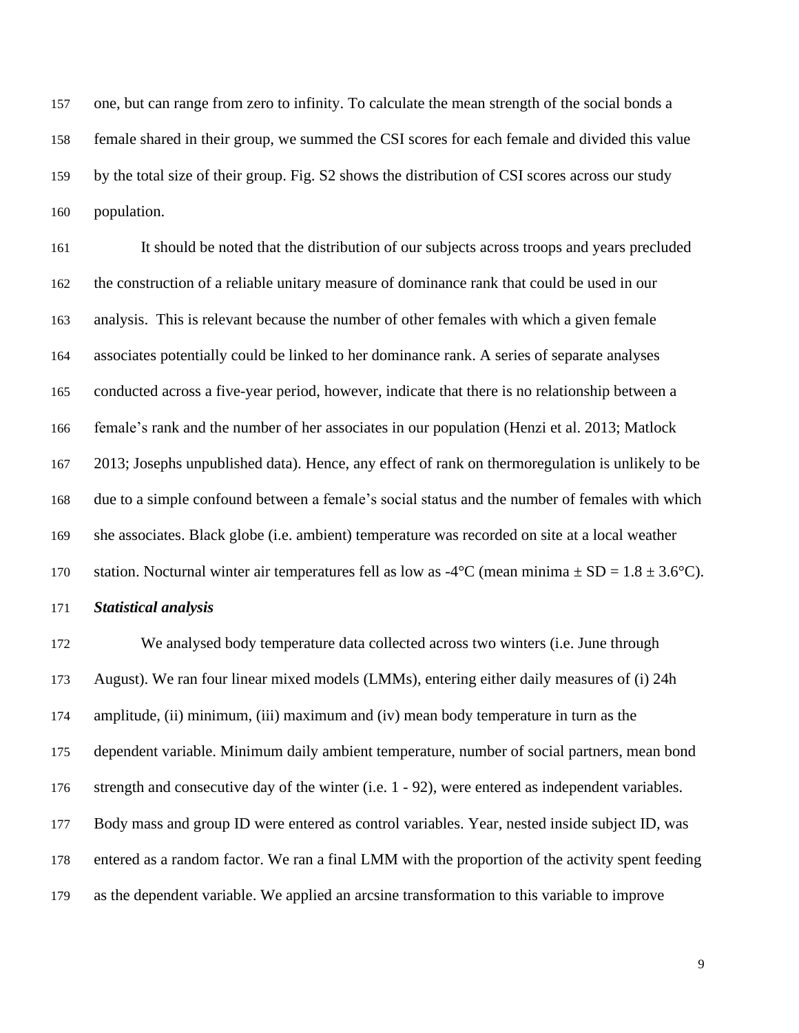one, but can range from zero to infinity. To calculate the mean strength of the social bonds a female shared in their group, we summed the CSI scores for each female and divided this value by the total size of their group. Fig. S2 shows the distribution of CSI scores across our study population.

It should be noted that the distribution of our subjects across troops and years precluded the construction of a reliable unitary measure of dominance rank that could be used in our analysis. This is relevant because the number of other females with which a given female associates potentially could be linked to her dominance rank. A series of separate analyses conducted across a five-year period, however, indicate that there is no relationship between a female's rank and the number of her associates in our population (Henzi et al. 2013; Matlock 2013; Josephs unpublished data). Hence, any effect of rank on thermoregulation is unlikely to be due to a simple confound between a female's social status and the number of females with which she associates. Black globe (i.e. ambient) temperature was recorded on site at a local weather station. Nocturnal winter air temperatures fell as low as -4°C (mean minima ± SD = 1.8 ± 3.6°C).

***Statistical analysis***

We analysed body temperature data collected across two winters (i.e. June through August). We ran four linear mixed models (LMMs), entering either daily measures of (i) 24h amplitude, (ii) minimum, (iii) maximum and (iv) mean body temperature in turn as the dependent variable. Minimum daily ambient temperature, number of social partners, mean bond strength and consecutive day of the winter (i.e. 1 - 92), were entered as independent variables. Body mass and group ID were entered as control variables. Year, nested inside subject ID, was entered as a random factor. We ran a final LMM with the proportion of the activity spent feeding as the dependent variable. We applied an arcsine transformation to this variable to improve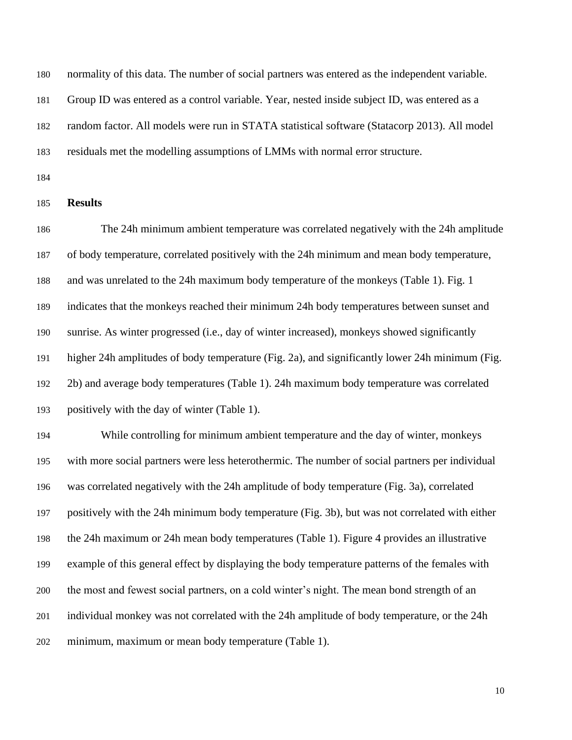normality of this data. The number of social partners was entered as the independent variable. Group ID was entered as a control variable. Year, nested inside subject ID, was entered as a random factor. All models were run in STATA statistical software (Statacorp 2013). All model residuals met the modelling assumptions of LMMs with normal error structure.

## Results

The 24h minimum ambient temperature was correlated negatively with the 24h amplitude of body temperature, correlated positively with the 24h minimum and mean body temperature, and was unrelated to the 24h maximum body temperature of the monkeys (Table 1). Fig. 1 indicates that the monkeys reached their minimum 24h body temperatures between sunset and sunrise. As winter progressed (i.e., day of winter increased), monkeys showed significantly higher 24h amplitudes of body temperature (Fig. 2a), and significantly lower 24h minimum (Fig. 2b) and average body temperatures (Table 1). 24h maximum body temperature was correlated positively with the day of winter (Table 1).

While controlling for minimum ambient temperature and the day of winter, monkeys with more social partners were less heterothermic. The number of social partners per individual was correlated negatively with the 24h amplitude of body temperature (Fig. 3a), correlated positively with the 24h minimum body temperature (Fig. 3b), but was not correlated with either the 24h maximum or 24h mean body temperatures (Table 1). Figure 4 provides an illustrative example of this general effect by displaying the body temperature patterns of the females with the most and fewest social partners, on a cold winter's night. The mean bond strength of an individual monkey was not correlated with the 24h amplitude of body temperature, or the 24h minimum, maximum or mean body temperature (Table 1).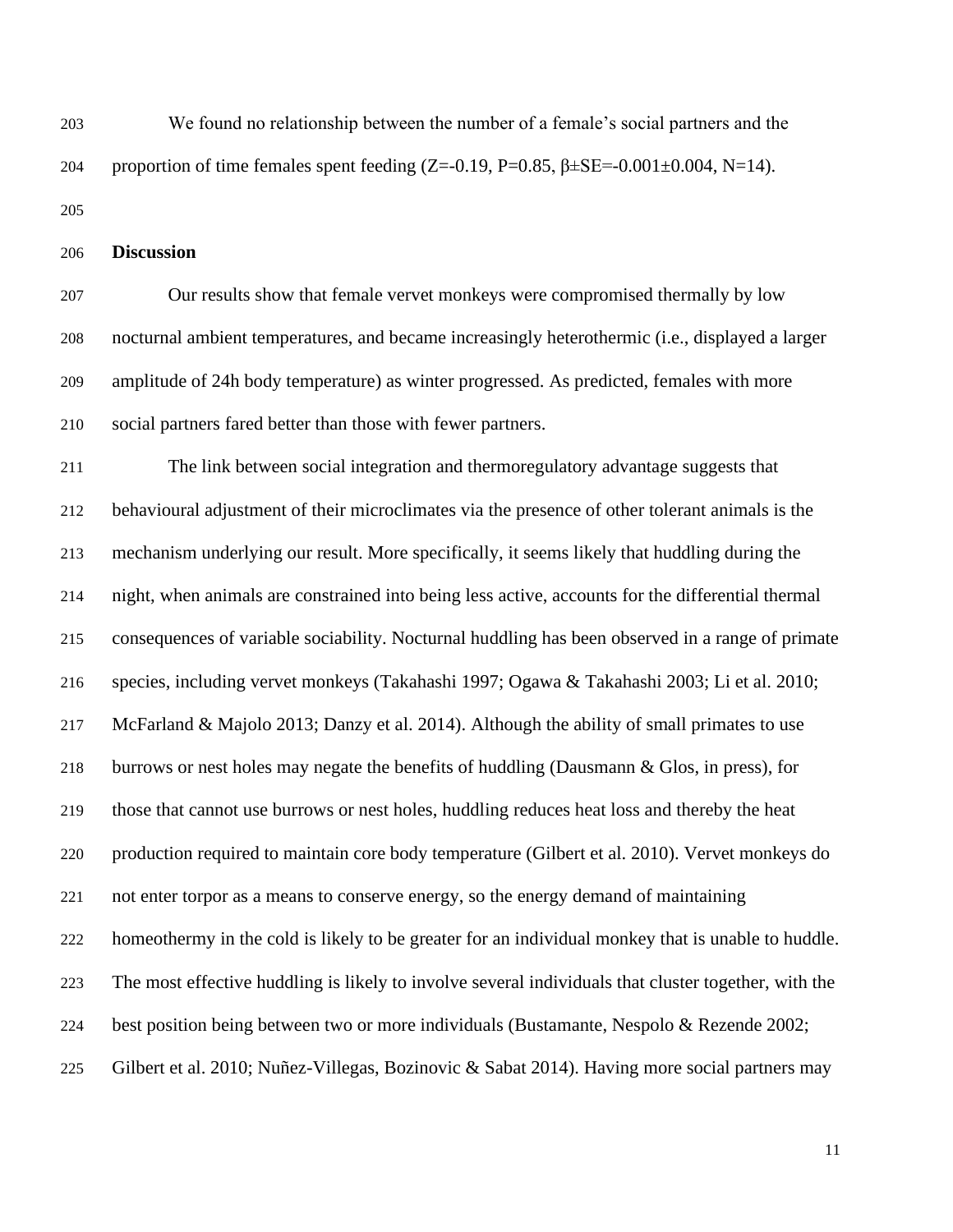We found no relationship between the number of a female's social partners and the proportion of time females spent feeding ($Z=-0.19$, $P=0.85$, $\beta\pm SE=-0.001\pm0.004$, $N=14$).

## Discussion

Our results show that female vervet monkeys were compromised thermally by low nocturnal ambient temperatures, and became increasingly heterothermic (i.e., displayed a larger amplitude of 24h body temperature) as winter progressed. As predicted, females with more social partners fared better than those with fewer partners.

The link between social integration and thermoregulatory advantage suggests that behavioural adjustment of their microclimates via the presence of other tolerant animals is the mechanism underlying our result. More specifically, it seems likely that huddling during the night, when animals are constrained into being less active, accounts for the differential thermal consequences of variable sociability. Nocturnal huddling has been observed in a range of primate species, including vervet monkeys (Takahashi 1997; Ogawa & Takahashi 2003; Li et al. 2010; McFarland & Majolo 2013; Danzy et al. 2014). Although the ability of small primates to use burrows or nest holes may negate the benefits of huddling (Dausmann & Glos, in press), for those that cannot use burrows or nest holes, huddling reduces heat loss and thereby the heat production required to maintain core body temperature (Gilbert et al. 2010). Vervet monkeys do not enter torpor as a means to conserve energy, so the energy demand of maintaining homeothermy in the cold is likely to be greater for an individual monkey that is unable to huddle. The most effective huddling is likely to involve several individuals that cluster together, with the best position being between two or more individuals (Bustamante, Nespolo & Rezende 2002; Gilbert et al. 2010; Nuñez-Villegas, Bozinovic & Sabat 2014). Having more social partners may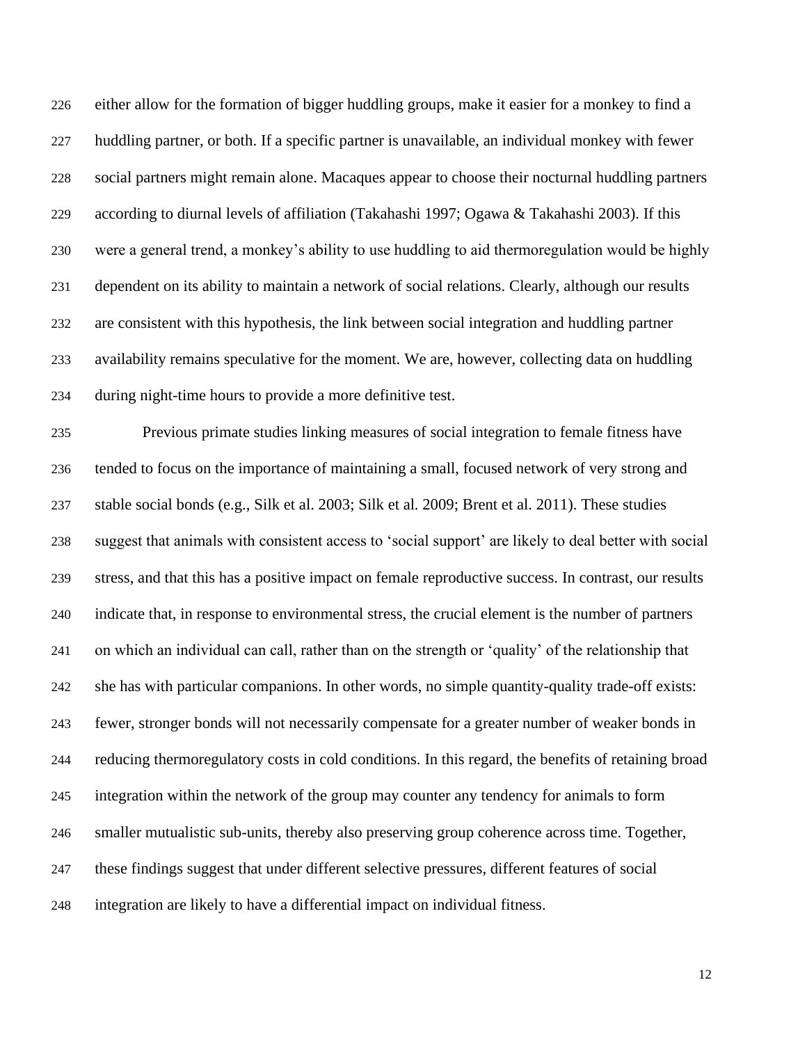either allow for the formation of bigger huddling groups, make it easier for a monkey to find a huddling partner, or both. If a specific partner is unavailable, an individual monkey with fewer social partners might remain alone. Macaques appear to choose their nocturnal huddling partners according to diurnal levels of affiliation (Takahashi 1997; Ogawa & Takahashi 2003). If this were a general trend, a monkey's ability to use huddling to aid thermoregulation would be highly dependent on its ability to maintain a network of social relations. Clearly, although our results are consistent with this hypothesis, the link between social integration and huddling partner availability remains speculative for the moment. We are, however, collecting data on huddling during night-time hours to provide a more definitive test.

Previous primate studies linking measures of social integration to female fitness have tended to focus on the importance of maintaining a small, focused network of very strong and stable social bonds (e.g., Silk et al. 2003; Silk et al. 2009; Brent et al. 2011). These studies suggest that animals with consistent access to 'social support' are likely to deal better with social stress, and that this has a positive impact on female reproductive success. In contrast, our results indicate that, in response to environmental stress, the crucial element is the number of partners on which an individual can call, rather than on the strength or 'quality' of the relationship that she has with particular companions. In other words, no simple quantity-quality trade-off exists: fewer, stronger bonds will not necessarily compensate for a greater number of weaker bonds in reducing thermoregulatory costs in cold conditions. In this regard, the benefits of retaining broad integration within the network of the group may counter any tendency for animals to form smaller mutualistic sub-units, thereby also preserving group coherence across time. Together, these findings suggest that under different selective pressures, different features of social integration are likely to have a differential impact on individual fitness.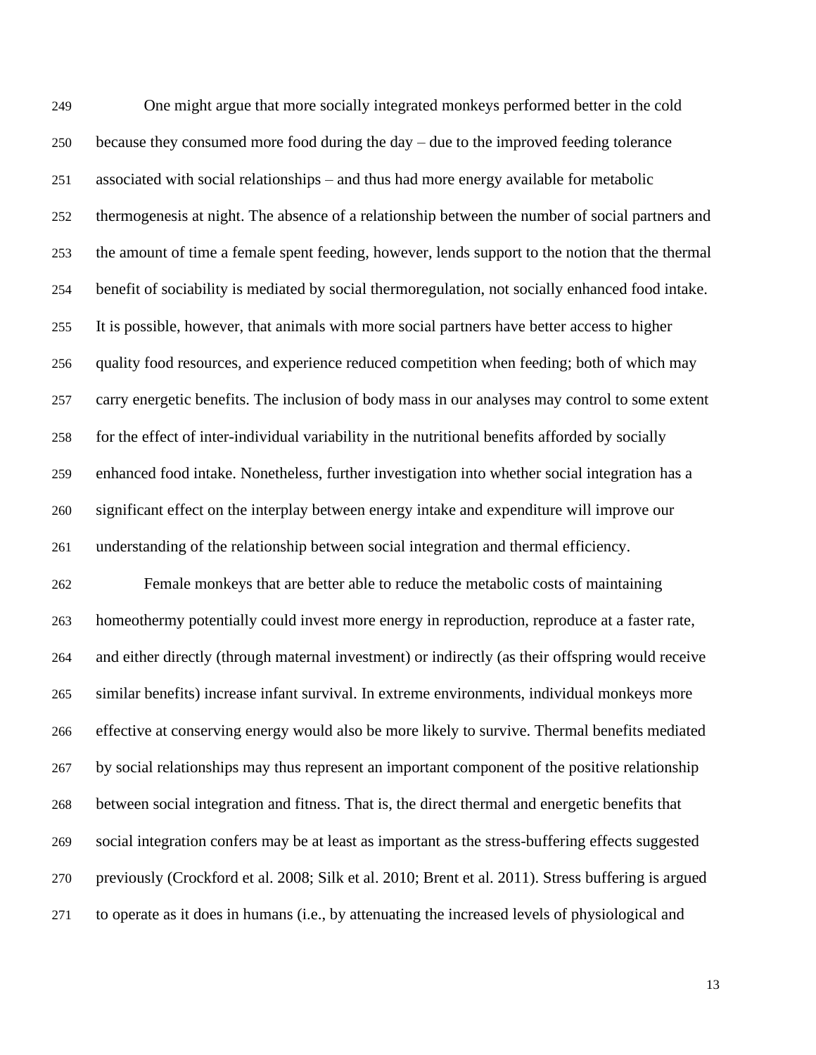One might argue that more socially integrated monkeys performed better in the cold because they consumed more food during the day – due to the improved feeding tolerance associated with social relationships – and thus had more energy available for metabolic thermogenesis at night. The absence of a relationship between the number of social partners and the amount of time a female spent feeding, however, lends support to the notion that the thermal benefit of sociability is mediated by social thermoregulation, not socially enhanced food intake. It is possible, however, that animals with more social partners have better access to higher quality food resources, and experience reduced competition when feeding; both of which may carry energetic benefits. The inclusion of body mass in our analyses may control to some extent for the effect of inter-individual variability in the nutritional benefits afforded by socially enhanced food intake. Nonetheless, further investigation into whether social integration has a significant effect on the interplay between energy intake and expenditure will improve our understanding of the relationship between social integration and thermal efficiency.

Female monkeys that are better able to reduce the metabolic costs of maintaining homeothermy potentially could invest more energy in reproduction, reproduce at a faster rate, and either directly (through maternal investment) or indirectly (as their offspring would receive similar benefits) increase infant survival. In extreme environments, individual monkeys more effective at conserving energy would also be more likely to survive. Thermal benefits mediated by social relationships may thus represent an important component of the positive relationship between social integration and fitness. That is, the direct thermal and energetic benefits that social integration confers may be at least as important as the stress-buffering effects suggested previously (Crockford et al. 2008; Silk et al. 2010; Brent et al. 2011). Stress buffering is argued to operate as it does in humans (i.e., by attenuating the increased levels of physiological and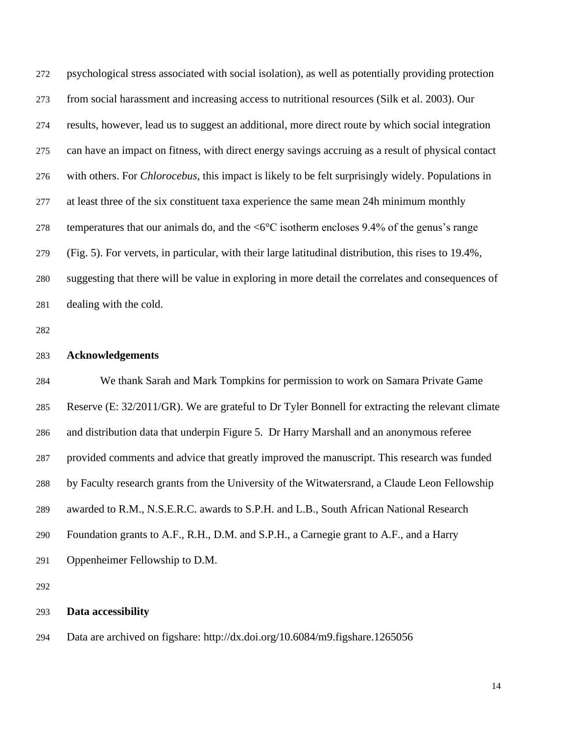psychological stress associated with social isolation), as well as potentially providing protection from social harassment and increasing access to nutritional resources (Silk et al. 2003). Our results, however, lead us to suggest an additional, more direct route by which social integration can have an impact on fitness, with direct energy savings accruing as a result of physical contact with others. For *Chlorocebus*, this impact is likely to be felt surprisingly widely. Populations in at least three of the six constituent taxa experience the same mean 24h minimum monthly temperatures that our animals do, and the <6°C isotherm encloses 9.4% of the genus's range (Fig. 5). For vervets, in particular, with their large latitudinal distribution, this rises to 19.4%, suggesting that there will be value in exploring in more detail the correlates and consequences of dealing with the cold.

## Acknowledgements

We thank Sarah and Mark Tompkins for permission to work on Samara Private Game Reserve (E: 32/2011/GR). We are grateful to Dr Tyler Bonnell for extracting the relevant climate and distribution data that underpin Figure 5. Dr Harry Marshall and an anonymous referee provided comments and advice that greatly improved the manuscript. This research was funded by Faculty research grants from the University of the Witwatersrand, a Claude Leon Fellowship awarded to R.M., N.S.E.R.C. awards to S.P.H. and L.B., South African National Research Foundation grants to A.F., R.H., D.M. and S.P.H., a Carnegie grant to A.F., and a Harry Oppenheimer Fellowship to D.M.

## Data accessibility

Data are archived on figshare: http://dx.doi.org/10.6084/m9.figshare.1265056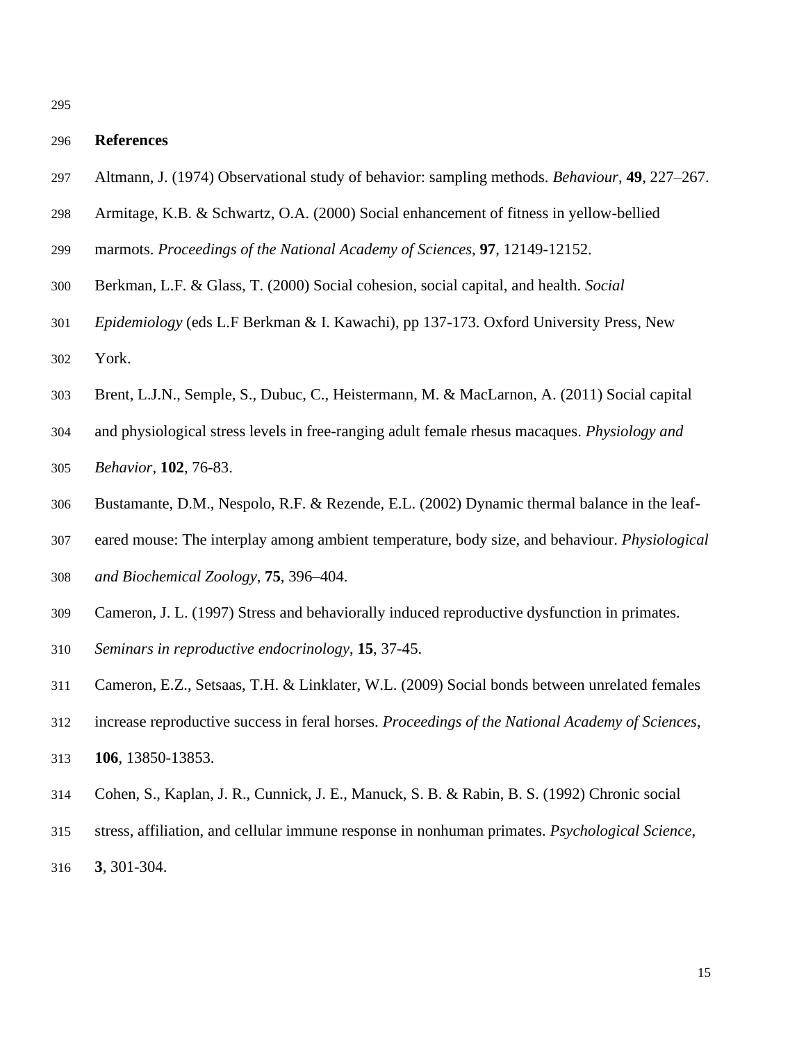## References

Altmann, J. (1974) Observational study of behavior: sampling methods. *Behaviour*, **49**, 227–267.

Armitage, K.B. & Schwartz, O.A. (2000) Social enhancement of fitness in yellow-bellied marmots. *Proceedings of the National Academy of Sciences*, **97**, 12149-12152.

Berkman, L.F. & Glass, T. (2000) Social cohesion, social capital, and health. *Social Epidemiology* (eds L.F Berkman & I. Kawachi), pp 137-173. Oxford University Press, New York.

Brent, L.J.N., Semple, S., Dubuc, C., Heistermann, M. & MacLarnon, A. (2011) Social capital and physiological stress levels in free-ranging adult female rhesus macaques. *Physiology and Behavior*, **102**, 76-83.

Bustamante, D.M., Nespolo, R.F. & Rezende, E.L. (2002) Dynamic thermal balance in the leaf-eared mouse: The interplay among ambient temperature, body size, and behaviour. *Physiological and Biochemical Zoology*, **75**, 396–404.

Cameron, J. L. (1997) Stress and behaviorally induced reproductive dysfunction in primates. *Seminars in reproductive endocrinology*, **15**, 37-45.

Cameron, E.Z., Setsaas, T.H. & Linklater, W.L. (2009) Social bonds between unrelated females increase reproductive success in feral horses. *Proceedings of the National Academy of Sciences*, **106**, 13850-13853.

Cohen, S., Kaplan, J. R., Cunnick, J. E., Manuck, S. B. & Rabin, B. S. (1992) Chronic social stress, affiliation, and cellular immune response in nonhuman primates. *Psychological Science*, **3**, 301-304.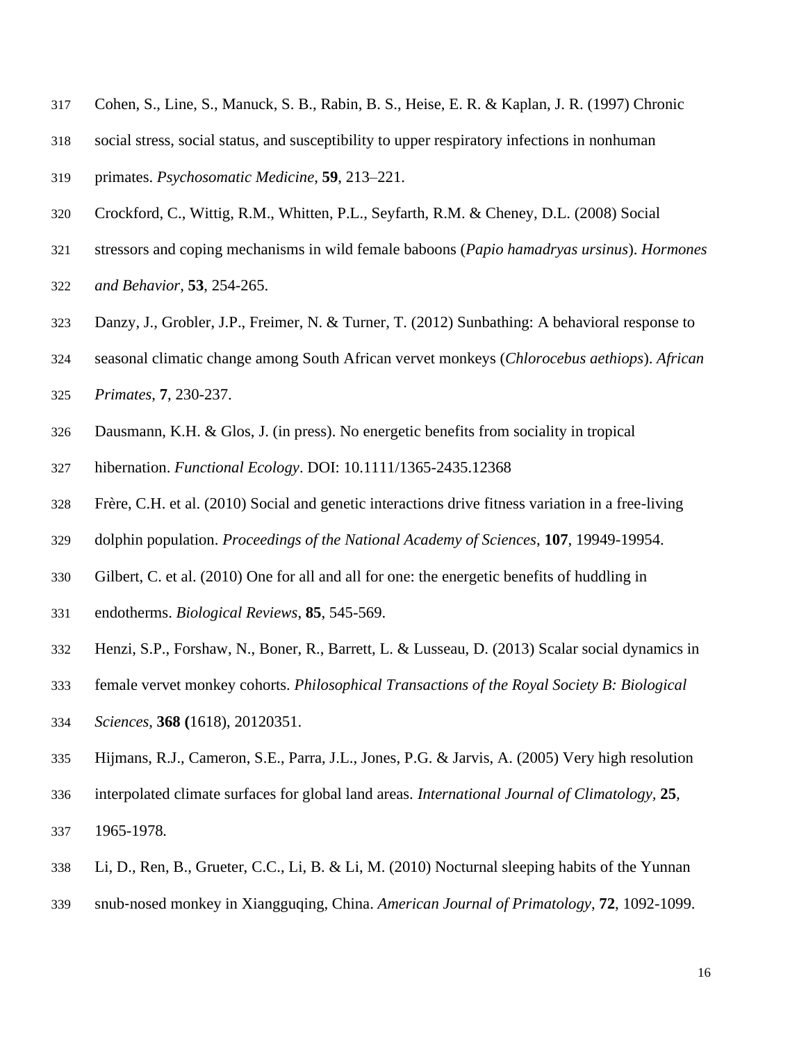Cohen, S., Line, S., Manuck, S. B., Rabin, B. S., Heise, E. R. & Kaplan, J. R. (1997) Chronic social stress, social status, and susceptibility to upper respiratory infections in nonhuman primates. *Psychosomatic Medicine*, **59**, 213–221.

Crockford, C., Wittig, R.M., Whitten, P.L., Seyfarth, R.M. & Cheney, D.L. (2008) Social stressors and coping mechanisms in wild female baboons (*Papio hamadryas ursinus*). *Hormones and Behavior*, **53**, 254-265.

Danzy, J., Grobler, J.P., Freimer, N. & Turner, T. (2012) Sunbathing: A behavioral response to seasonal climatic change among South African vervet monkeys (*Chlorocebus aethiops*). *African Primates*, **7**, 230-237.

Dausmann, K.H. & Glos, J. (in press). No energetic benefits from sociality in tropical hibernation. *Functional Ecology*. DOI: 10.1111/1365-2435.12368

Frère, C.H. et al. (2010) Social and genetic interactions drive fitness variation in a free-living dolphin population. *Proceedings of the National Academy of Sciences*, **107**, 19949-19954.

Gilbert, C. et al. (2010) One for all and all for one: the energetic benefits of huddling in endotherms. *Biological Reviews*, **85**, 545-569.

Henzi, S.P., Forshaw, N., Boner, R., Barrett, L. & Lusseau, D. (2013) Scalar social dynamics in female vervet monkey cohorts. *Philosophical Transactions of the Royal Society B: Biological Sciences*, **368 (**1618), 20120351.

Hijmans, R.J., Cameron, S.E., Parra, J.L., Jones, P.G. & Jarvis, A. (2005) Very high resolution interpolated climate surfaces for global land areas. *International Journal of Climatology,* **25**, 1965-1978.

Li, D., Ren, B., Grueter, C.C., Li, B. & Li, M. (2010) Nocturnal sleeping habits of the Yunnan snub-nosed monkey in Xiangguqing, China. *American Journal of Primatology*, **72**, 1092-1099.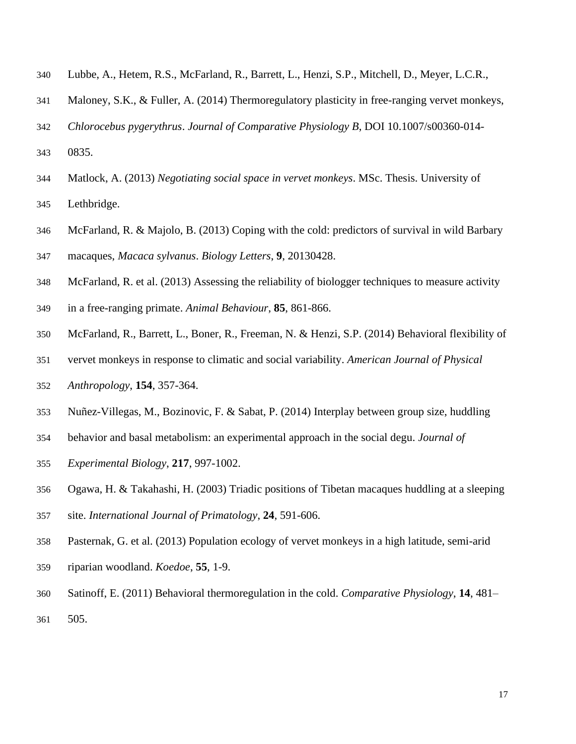Lubbe, A., Hetem, R.S., McFarland, R., Barrett, L., Henzi, S.P., Mitchell, D., Meyer, L.C.R., Maloney, S.K., & Fuller, A. (2014) Thermoregulatory plasticity in free-ranging vervet monkeys, *Chlorocebus pygerythrus*. *Journal of Comparative Physiology B*, DOI 10.1007/s00360-014-0835.

Matlock, A. (2013) *Negotiating social space in vervet monkeys*. MSc. Thesis. University of Lethbridge.

McFarland, R. & Majolo, B. (2013) Coping with the cold: predictors of survival in wild Barbary macaques, *Macaca sylvanus*. *Biology Letters*, **9**, 20130428.

McFarland, R. et al. (2013) Assessing the reliability of biologger techniques to measure activity in a free-ranging primate. *Animal Behaviour*, **85**, 861-866.

McFarland, R., Barrett, L., Boner, R., Freeman, N. & Henzi, S.P. (2014) Behavioral flexibility of vervet monkeys in response to climatic and social variability. *American Journal of Physical Anthropology*, **154**, 357-364.

Nuñez-Villegas, M., Bozinovic, F. & Sabat, P. (2014) Interplay between group size, huddling behavior and basal metabolism: an experimental approach in the social degu. *Journal of Experimental Biology*, **217**, 997-1002.

Ogawa, H. & Takahashi, H. (2003) Triadic positions of Tibetan macaques huddling at a sleeping site. *International Journal of Primatology*, **24**, 591-606.

Pasternak, G. et al. (2013) Population ecology of vervet monkeys in a high latitude, semi-arid riparian woodland. *Koedoe*, **55**, 1-9.

Satinoff, E. (2011) Behavioral thermoregulation in the cold. *Comparative Physiology*, **14**, 481–505.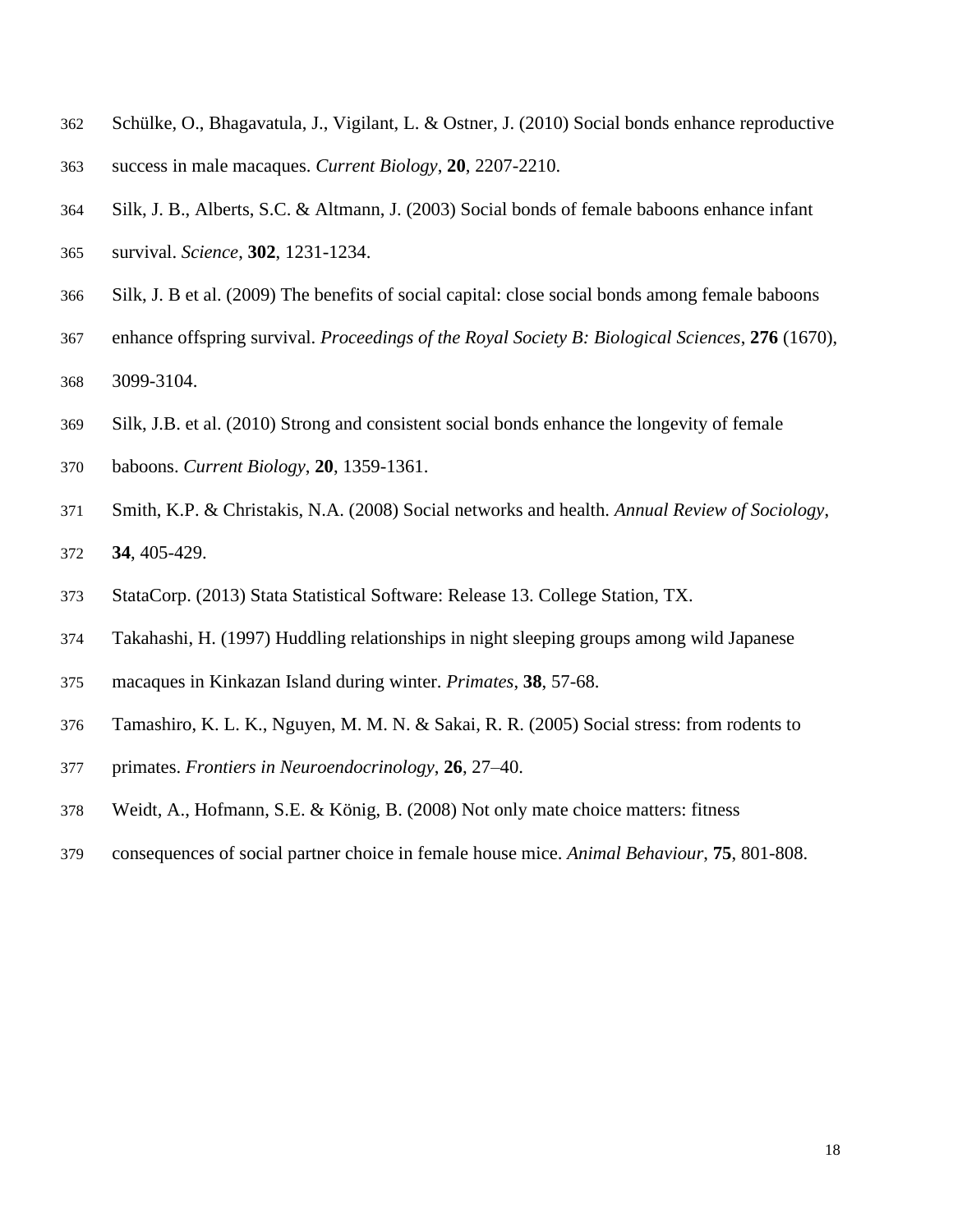Schülke, O., Bhagavatula, J., Vigilant, L. & Ostner, J. (2010) Social bonds enhance reproductive success in male macaques. *Current Biology*, **20**, 2207-2210.

Silk, J. B., Alberts, S.C. & Altmann, J. (2003) Social bonds of female baboons enhance infant survival. *Science*, **302**, 1231-1234.

Silk, J. B et al. (2009) The benefits of social capital: close social bonds among female baboons enhance offspring survival. *Proceedings of the Royal Society B: Biological Sciences*, **276** (1670), 3099-3104.

Silk, J.B. et al. (2010) Strong and consistent social bonds enhance the longevity of female baboons. *Current Biology*, **20**, 1359-1361.

Smith, K.P. & Christakis, N.A. (2008) Social networks and health. *Annual Review of Sociology*, **34**, 405-429.

StataCorp. (2013) Stata Statistical Software: Release 13. College Station, TX.

Takahashi, H. (1997) Huddling relationships in night sleeping groups among wild Japanese macaques in Kinkazan Island during winter. *Primates*, **38**, 57-68.

Tamashiro, K. L. K., Nguyen, M. M. N. & Sakai, R. R. (2005) Social stress: from rodents to primates. *Frontiers in Neuroendocrinology*, **26**, 27–40.

Weidt, A., Hofmann, S.E. & König, B. (2008) Not only mate choice matters: fitness consequences of social partner choice in female house mice. *Animal Behaviour*, **75**, 801-808.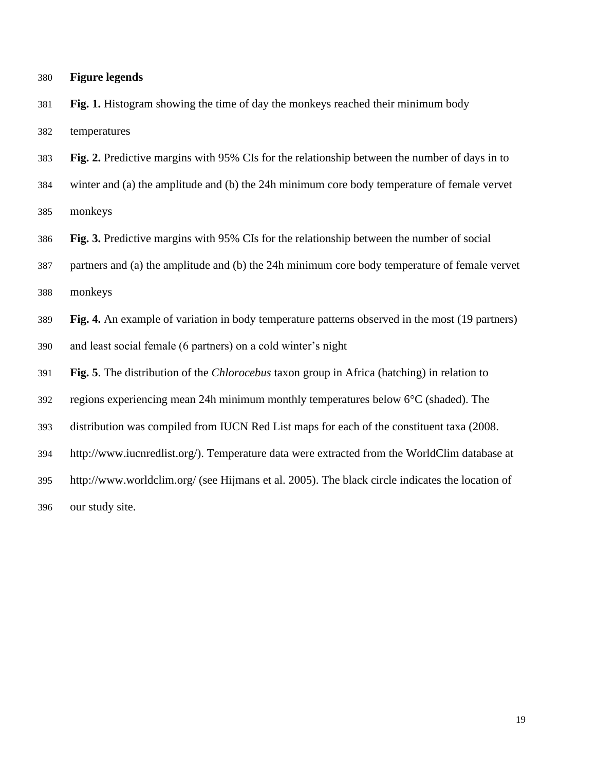## Figure legends

**Fig. 1.** Histogram showing the time of day the monkeys reached their minimum body temperatures

**Fig. 2.** Predictive margins with 95% CIs for the relationship between the number of days in to winter and (a) the amplitude and (b) the 24h minimum core body temperature of female vervet monkeys

**Fig. 3.** Predictive margins with 95% CIs for the relationship between the number of social partners and (a) the amplitude and (b) the 24h minimum core body temperature of female vervet monkeys

**Fig. 4.** An example of variation in body temperature patterns observed in the most (19 partners) and least social female (6 partners) on a cold winter's night

**Fig. 5**. The distribution of the *Chlorocebus* taxon group in Africa (hatching) in relation to regions experiencing mean 24h minimum monthly temperatures below 6°C (shaded). The distribution was compiled from IUCN Red List maps for each of the constituent taxa (2008. http://www.iucnredlist.org/). Temperature data were extracted from the WorldClim database at http://www.worldclim.org/ (see Hijmans et al. 2005). The black circle indicates the location of our study site.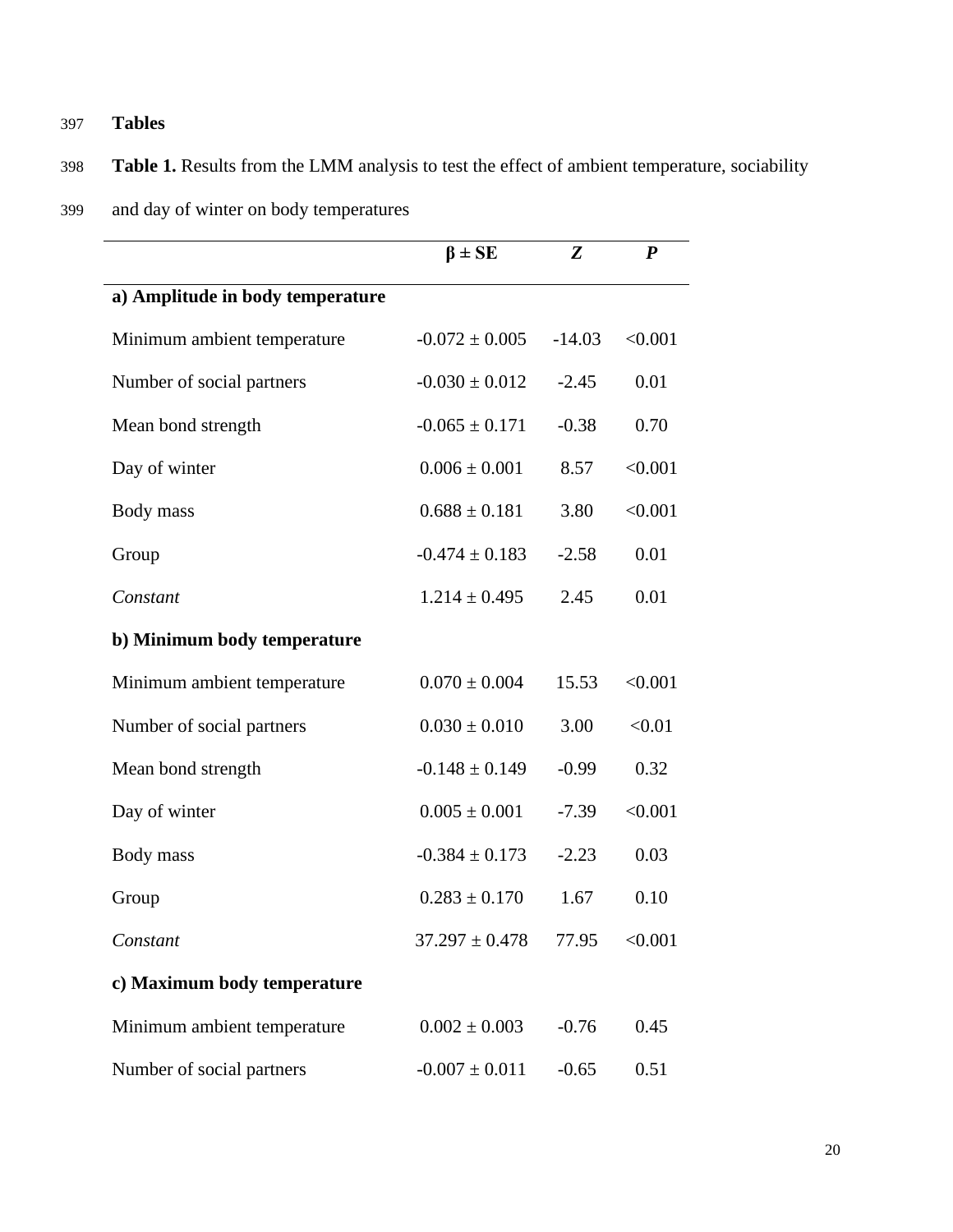# Tables

**Table 1.** Results from the LMM analysis to test the effect of ambient temperature, sociability and day of winter on body temperatures

| | **β ± SE** | ***Z*** | ***P*** |
|---|---|---|---|
| **a) Amplitude in body temperature** | | | |
| Minimum ambient temperature | -0.072 ± 0.005 | -14.03 | <0.001 |
| Number of social partners | -0.030 ± 0.012 | -2.45 | 0.01 |
| Mean bond strength | -0.065 ± 0.171 | -0.38 | 0.70 |
| Day of winter | 0.006 ± 0.001 | 8.57 | <0.001 |
| Body mass | 0.688 ± 0.181 | 3.80 | <0.001 |
| Group | -0.474 ± 0.183 | -2.58 | 0.01 |
| *Constant* | 1.214 ± 0.495 | 2.45 | 0.01 |
| **b) Minimum body temperature** | | | |
| Minimum ambient temperature | 0.070 ± 0.004 | 15.53 | <0.001 |
| Number of social partners | 0.030 ± 0.010 | 3.00 | <0.01 |
| Mean bond strength | -0.148 ± 0.149 | -0.99 | 0.32 |
| Day of winter | 0.005 ± 0.001 | -7.39 | <0.001 |
| Body mass | -0.384 ± 0.173 | -2.23 | 0.03 |
| Group | 0.283 ± 0.170 | 1.67 | 0.10 |
| *Constant* | 37.297 ± 0.478 | 77.95 | <0.001 |
| **c) Maximum body temperature** | | | |
| Minimum ambient temperature | 0.002 ± 0.003 | -0.76 | 0.45 |
| Number of social partners | -0.007 ± 0.011 | -0.65 | 0.51 |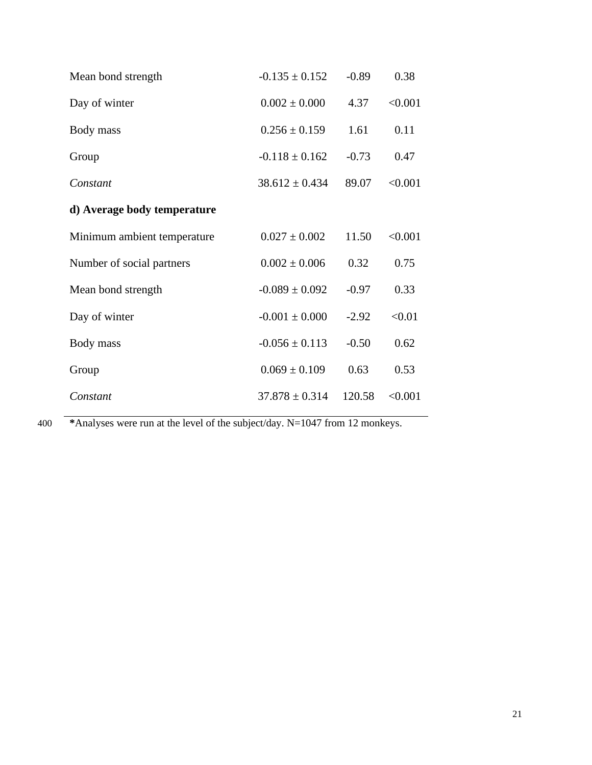| | | | |
|---|---|---|---|
| Mean bond strength | -0.135 ± 0.152 | -0.89 | 0.38 |
| Day of winter | 0.002 ± 0.000 | 4.37 | <0.001 |
| Body mass | 0.256 ± 0.159 | 1.61 | 0.11 |
| Group | -0.118 ± 0.162 | -0.73 | 0.47 |
| *Constant* | 38.612 ± 0.434 | 89.07 | <0.001 |
| **d) Average body temperature** | | | |
| Minimum ambient temperature | 0.027 ± 0.002 | 11.50 | <0.001 |
| Number of social partners | 0.002 ± 0.006 | 0.32 | 0.75 |
| Mean bond strength | -0.089 ± 0.092 | -0.97 | 0.33 |
| Day of winter | -0.001 ± 0.000 | -2.92 | <0.01 |
| Body mass | -0.056 ± 0.113 | -0.50 | 0.62 |
| Group | 0.069 ± 0.109 | 0.63 | 0.53 |
| *Constant* | 37.878 ± 0.314 | 120.58 | <0.001 |

400 **\***Analyses were run at the level of the subject/day. N=1047 from 12 monkeys.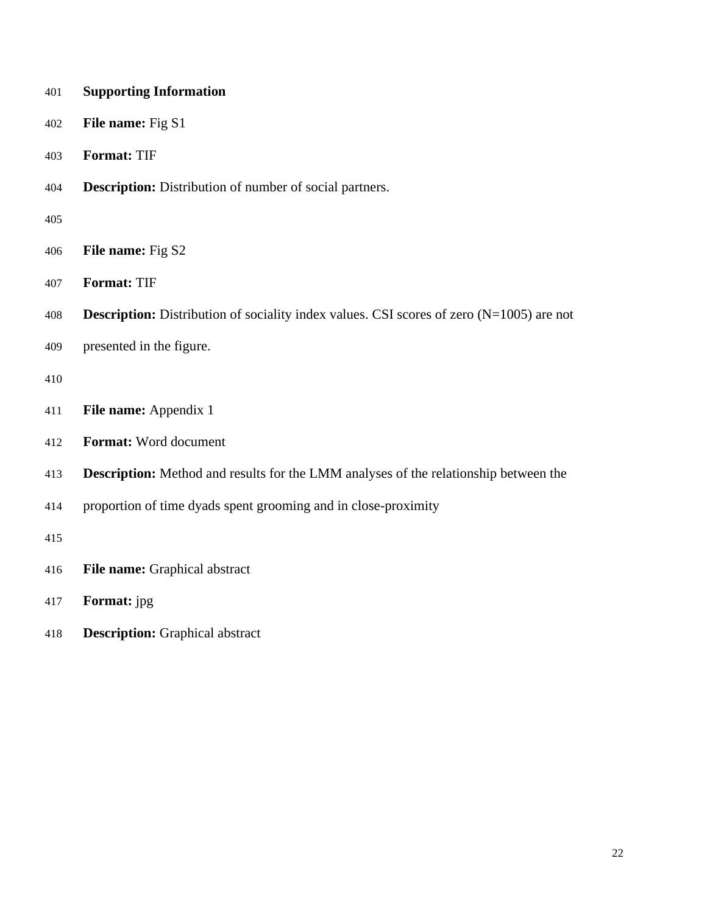## Supporting Information

**File name:** Fig S1

**Format:** TIF

**Description:** Distribution of number of social partners.

**File name:** Fig S2

**Format:** TIF

**Description:** Distribution of sociality index values. CSI scores of zero (N=1005) are not presented in the figure.

**File name:** Appendix 1

**Format:** Word document

**Description:** Method and results for the LMM analyses of the relationship between the proportion of time dyads spent grooming and in close-proximity

**File name:** Graphical abstract

**Format:** jpg

**Description:** Graphical abstract